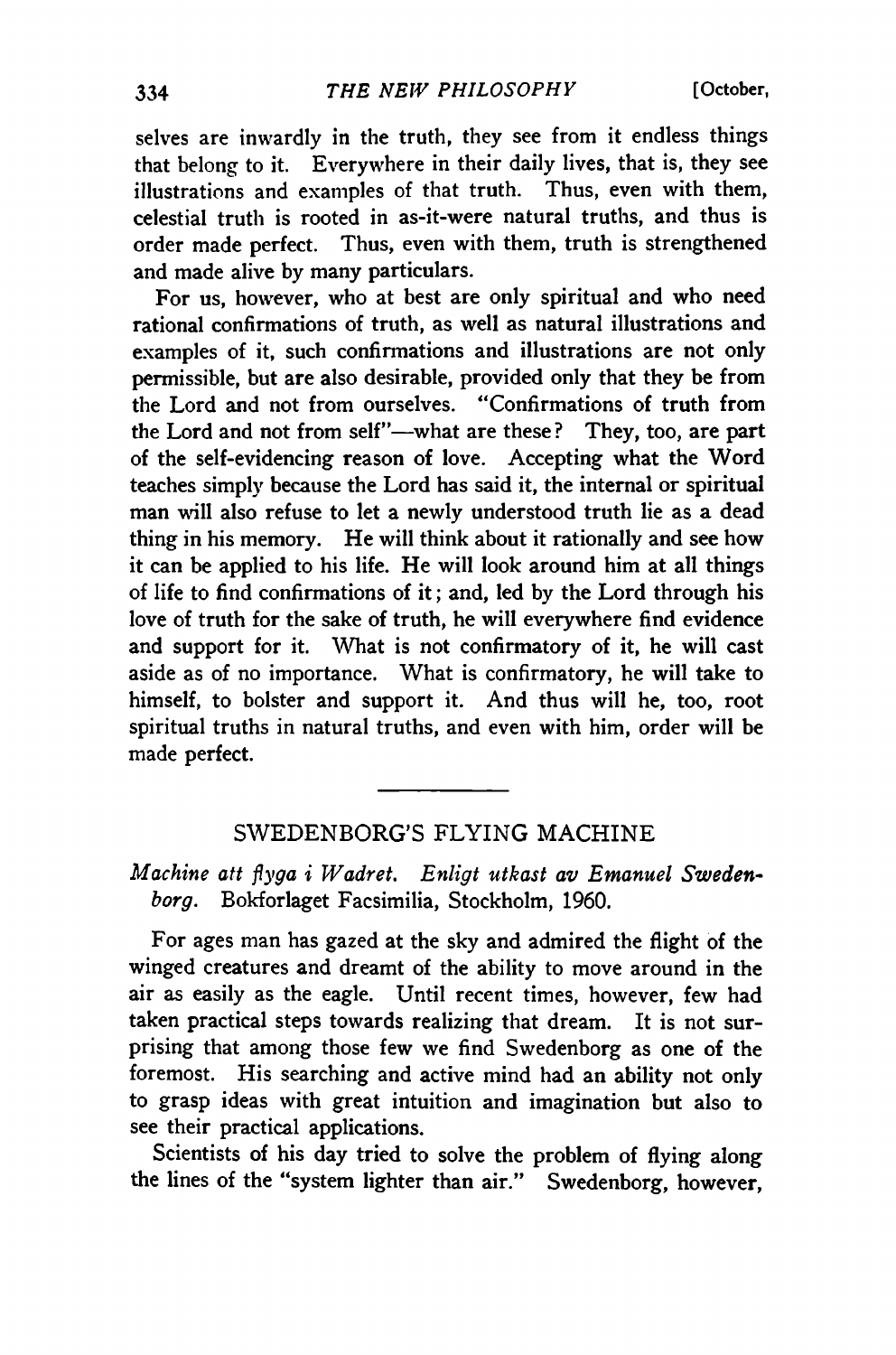selves are inwardly in the truth, they see from it endless things that belong to it. Everywhere in their daily lives, that is, they see illustrations and examples of that truth. Thus, even with them, celestial truth is rooted in as-it-were natural truths, and thus is order made perfect. Thus, even with them, truth is strengthened and made alive by many particulars.

For us, however, who at best are only spiritual and who need rational confirmations of truth, as well as natural illustrations and examples of it, such confirmations and illustrations are not only permissible, but are also desirable, provided only that they be from the Lord and not from ourselves. "Confirmations of truth from the Lord and not from self"—what are these? They, too, are part of the self-evidencing reason of love. Accepting what the Word teaches simply because the Lord has said it, the internal or spiritual man will also refuse to let a newly understood truth lie as a dead thing in his memory. He will think about it rationally and see how it can be applied to his life. He will look around him at all things of life to find confirmations of it; and, led by the Lord through his love of truth for the sake of truth, he will everywhere find evidence and support for it. What is not confirmatory of it, he will cast aside as of no importance. What is confirmatory, he will take to himself, to bolster and support it. And thus will he, too, root spiritual truths in natural truths, and even with him, order will be made perfect.

---

## SWEDENBORG'S FLYING MACHINE

*Machine att flyga i Wadret. Enligt utkast av Emanuel Swedenborg.* Bokforlaget Facsimilia, Stockholm, 1960.

For ages man has gazed at the sky and admired the flight of the winged creatures and dreamt of the ability to move around in the air as easily as the eagle. Until recent times, however, few had taken practical steps towards realizing that dream. It is not surprising that among those few we find Swedenborg as one of the foremost. His searching and active mind had an ability not only to grasp ideas with great intuition and imagination but also to see their practical applications.

Scientists of his day tried to solve the problem of flying along the lines of the "system lighter than air." Swedenborg, however,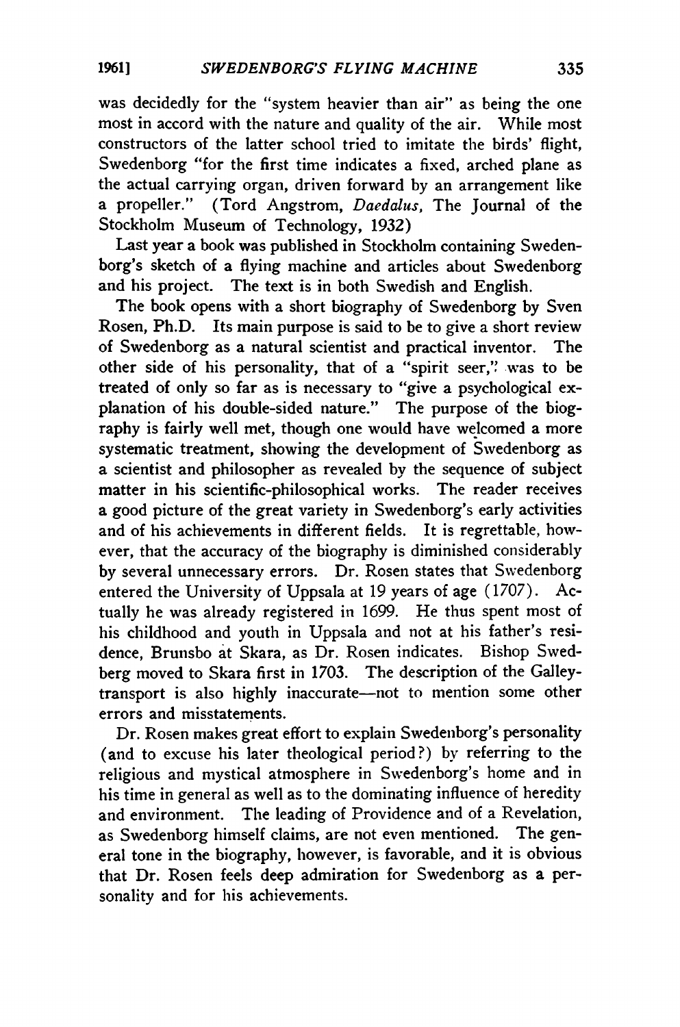was decidedly for the "system heavier than air" as being the one most in accord with the nature and quality of the air. While most constructors of the latter school tried to imitate the birds' flight, Swedenborg "for the first time indicates a fixed, arched plane as the actual carrying organ, driven forward by an arrangement like a propeller." (Tord Angstrom, *Daedalus*, The Journal of the Stockholm Museum of Technology, 1932)

Last year a book was published in Stockholm containing Swedenborg's sketch of a flying machine and articles about Swedenborg and his project. The text is in both Swedish and English.

The book opens with a short biography of Swedenborg by Sven Rosen, Ph.D. Its main purpose is said to be to give a short review of Swedenborg as a natural scientist and practical inventor. The other side of his personality, that of a "spirit seer," was to be treated of only so far as is necessary to "give a psychological explanation of his double-sided nature." The purpose of the biography is fairly well met, though one would have welcomed a more systematic treatment, showing the development of Swedenborg as a scientist and philosopher as revealed by the sequence of subject matter in his scientific-philosophical works. The reader receives a good picture of the great variety in Swedenborg's early activities and of his achievements in different fields. It is regrettable, however, that the accuracy of the biography is diminished considerably by several unnecessary errors. Dr. Rosen states that Swedenborg entered the University of Uppsala at 19 years of age (1707). Actually he was already registered in 1699. He thus spent most of his childhood and youth in Uppsala and not at his father's residence, Brunsbo at Skara, as Dr. Rosen indicates. Bishop Swedberg moved to Skara first in 1703. The description of the Galley-transport is also highly inaccurate—not to mention some other errors and misstatements.

Dr. Rosen makes great effort to explain Swedenborg's personality (and to excuse his later theological period?) by referring to the religious and mystical atmosphere in Swedenborg's home and in his time in general as well as to the dominating influence of heredity and environment. The leading of Providence and of a Revelation, as Swedenborg himself claims, are not even mentioned. The general tone in the biography, however, is favorable, and it is obvious that Dr. Rosen feels deep admiration for Swedenborg as a personality and for his achievements.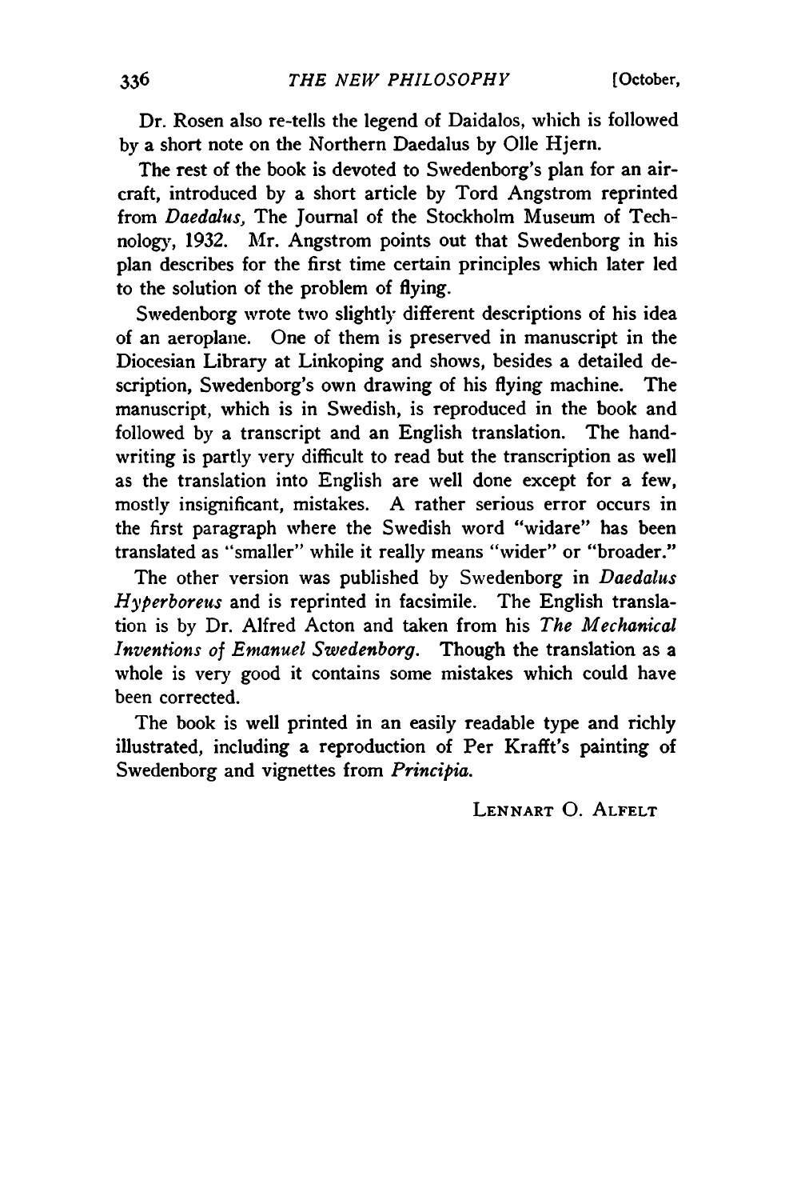Dr. Rosen also re-tells the legend of Daidalos, which is followed by a short note on the Northern Daedalus by Olle Hjern.

The rest of the book is devoted to Swedenborg's plan for an aircraft, introduced by a short article by Tord Angstrom reprinted from *Daedalus,* The Journal of the Stockholm Museum of Technology, 1932. Mr. Angstrom points out that Swedenborg in his plan describes for the first time certain principles which later led to the solution of the problem of flying.

Swedenborg wrote two slightly different descriptions of his idea of an aeroplane. One of them is preserved in manuscript in the Diocesian Library at Linkoping and shows, besides a detailed description, Swedenborg's own drawing of his flying machine. The manuscript, which is in Swedish, is reproduced in the book and followed by a transcript and an English translation. The handwriting is partly very difficult to read but the transcription as well as the translation into English are well done except for a few, mostly insignificant, mistakes. A rather serious error occurs in the first paragraph where the Swedish word "widare" has been translated as "smaller" while it really means "wider" or "broader."

The other version was published by Swedenborg in *Daedalus Hyperboreus* and is reprinted in facsimile. The English translation is by Dr. Alfred Acton and taken from his *The Mechanical Inventions of Emanuel Swedenborg.* Though the translation as a whole is very good it contains some mistakes which could have been corrected.

The book is well printed in an easily readable type and richly illustrated, including a reproduction of Per Krafft's painting of Swedenborg and vignettes from *Principia.*

LENNART O. ALFELT